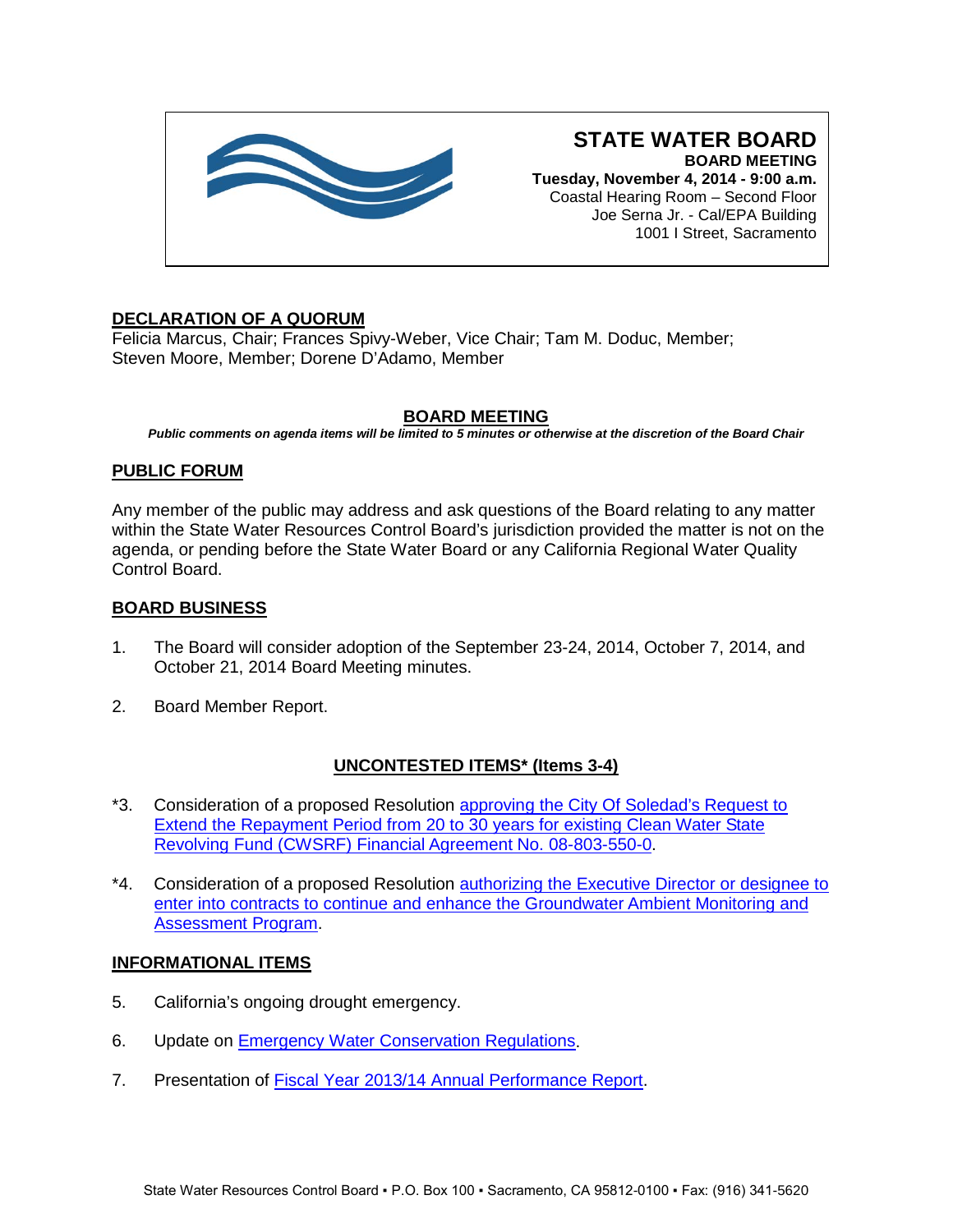# STATE WATER BOARD

**BOARD MEETING**
**Tuesday, November 4, 2014 - 9:00 a.m.**
Coastal Hearing Room – Second Floor
Joe Serna Jr. - Cal/EPA Building
1001 I Street, Sacramento

## DECLARATION OF A QUORUM

Felicia Marcus, Chair; Frances Spivy-Weber, Vice Chair; Tam M. Doduc, Member; Steven Moore, Member; Dorene D'Adamo, Member

## BOARD MEETING

***Public comments on agenda items will be limited to 5 minutes or otherwise at the discretion of the Board Chair***

## PUBLIC FORUM

Any member of the public may address and ask questions of the Board relating to any matter within the State Water Resources Control Board's jurisdiction provided the matter is not on the agenda, or pending before the State Water Board or any California Regional Water Quality Control Board.

## BOARD BUSINESS

1. The Board will consider adoption of the September 23-24, 2014, October 7, 2014, and October 21, 2014 Board Meeting minutes.

2. Board Member Report.

## UNCONTESTED ITEMS* (Items 3-4)

*3. Consideration of a proposed Resolution approving the City Of Soledad's Request to Extend the Repayment Period from 20 to 30 years for existing Clean Water State Revolving Fund (CWSRF) Financial Agreement No. 08-803-550-0.

*4. Consideration of a proposed Resolution authorizing the Executive Director or designee to enter into contracts to continue and enhance the Groundwater Ambient Monitoring and Assessment Program.

## INFORMATIONAL ITEMS

5. California's ongoing drought emergency.

6. Update on Emergency Water Conservation Regulations.

7. Presentation of Fiscal Year 2013/14 Annual Performance Report.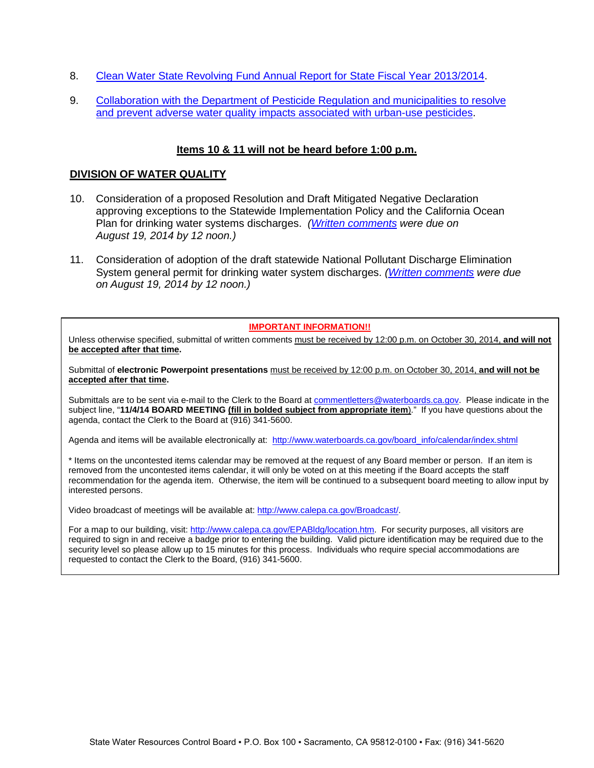8. [Clean Water State Revolving Fund Annual Report for State Fiscal Year 2013/2014](#).

9. [Collaboration with the Department of Pesticide Regulation and municipalities to resolve and prevent adverse water quality impacts associated with urban-use pesticides](#).

**Items 10 & 11 will not be heard before 1:00 p.m.**

## DIVISION OF WATER QUALITY

10. Consideration of a proposed Resolution and Draft Mitigated Negative Declaration approving exceptions to the Statewide Implementation Policy and the California Ocean Plan for drinking water systems discharges. *(Written comments were due on August 19, 2014 by 12 noon.)*

11. Consideration of adoption of the draft statewide National Pollutant Discharge Elimination System general permit for drinking water system discharges. *(Written comments were due on August 19, 2014 by 12 noon.)*

---

**IMPORTANT INFORMATION!!**

Unless otherwise specified, submittal of written comments must be received by 12:00 p.m. on October 30, 2014, **and will not be accepted after that time.**

Submittal of **electronic Powerpoint presentations** must be received by 12:00 p.m. on October 30, 2014, **and will not be accepted after that time.**

Submittals are to be sent via e-mail to the Clerk to the Board at commentletters@waterboards.ca.gov. Please indicate in the subject line, "**11/4/14 BOARD MEETING (fill in bolded subject from appropriate item)**." If you have questions about the agenda, contact the Clerk to the Board at (916) 341-5600.

Agenda and items will be available electronically at: http://www.waterboards.ca.gov/board_info/calendar/index.shtml

* Items on the uncontested items calendar may be removed at the request of any Board member or person. If an item is removed from the uncontested items calendar, it will only be voted on at this meeting if the Board accepts the staff recommendation for the agenda item. Otherwise, the item will be continued to a subsequent board meeting to allow input by interested persons.

Video broadcast of meetings will be available at: http://www.calepa.ca.gov/Broadcast/.

For a map to our building, visit: http://www.calepa.ca.gov/EPABldg/location.htm. For security purposes, all visitors are required to sign in and receive a badge prior to entering the building. Valid picture identification may be required due to the security level so please allow up to 15 minutes for this process. Individuals who require special accommodations are requested to contact the Clerk to the Board, (916) 341-5600.

---

State Water Resources Control Board ▪ P.O. Box 100 ▪ Sacramento, CA 95812-0100 ▪ Fax: (916) 341-5620